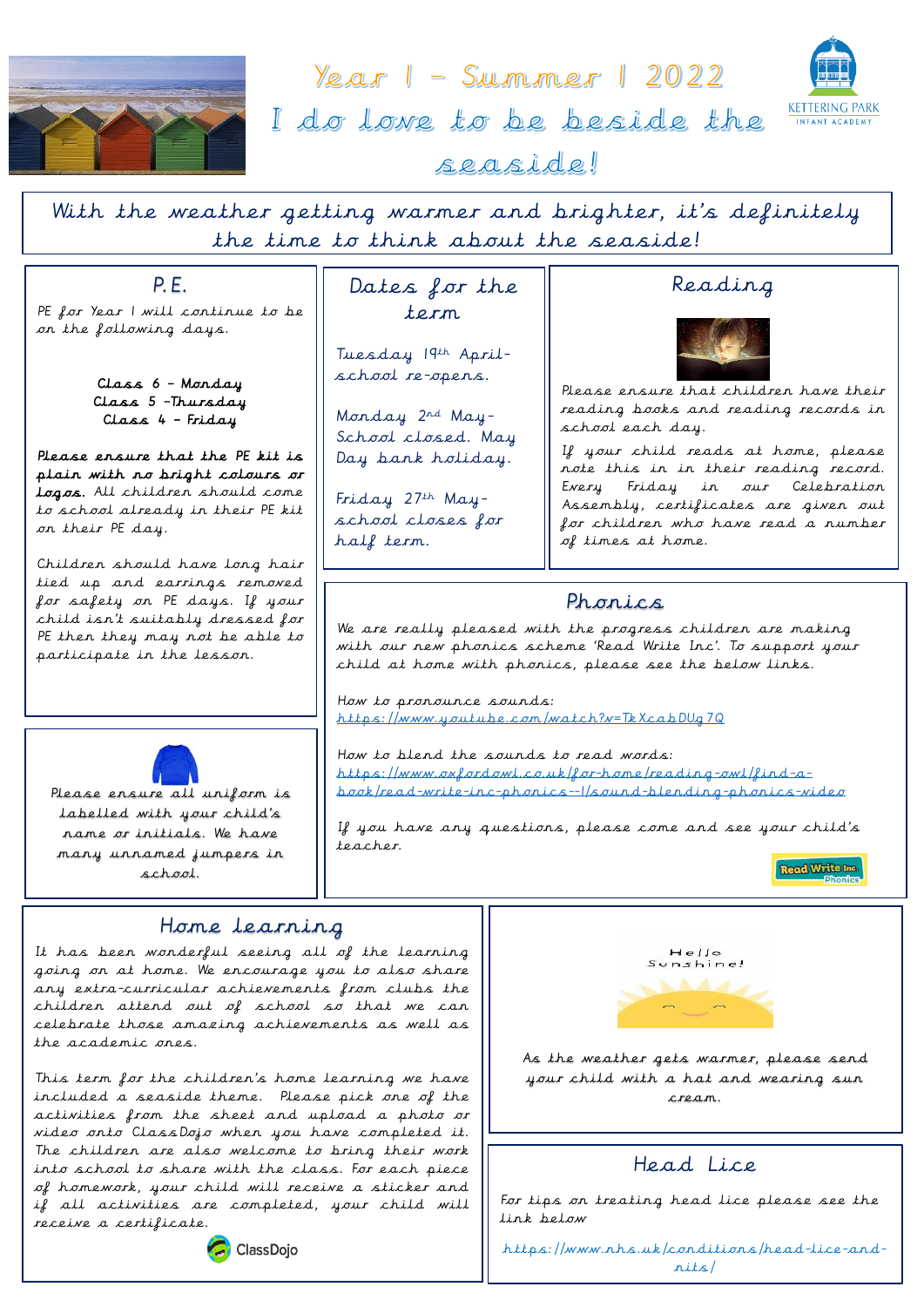# Year 1 – Summer 1 2022

# I do love to be beside the seaside!

KETTERING PARK INFANT ACADEMY

With the weather getting warmer and brighter, it's definitely the time to think about the seaside!

## P.E.

PE for Year 1 will continue to be on the following days.

Class 6 – Monday
Class 5 – Thursday
Class 4 – Friday

**Please ensure that the PE kit is plain with no bright colours or logos.** All children should come to school already in their PE kit on their PE day.

Children should have long hair tied up and earrings removed for safety on PE days. If your child isn't suitably dressed for PE then they may not be able to participate in the lesson.

## Dates for the term

Tuesday 19th April- school re-opens.

Monday 2nd May- School closed. May Day bank holiday.

Friday 27th May- school closes for half term.

## Reading

Please ensure that children have their reading books and reading records in school each day.

If your child reads at home, please note this in in their reading record. Every Friday in our Celebration Assembly, certificates are given out for children who have read a number of times at home.

Please ensure all uniform is labelled with your child's name or initials. We have many unnamed jumpers in school.

## Phonics

We are really pleased with the progress children are making with our new phonics scheme 'Read Write Inc'. To support your child at home with phonics, please see the below links.

How to pronounce sounds:
https://www.youtube.com/watch?v=TkXcabDUg7Q

How to blend the sounds to read words:
https://www.oxfordowl.co.uk/for-home/reading-owl/find-a-book/read-write-inc-phonics--1/sound-blending-phonics-video

If you have any questions, please come and see your child's teacher.

Read Write Inc. Phonics

## Home learning

It has been wonderful seeing all of the learning going on at home. We encourage you to also share any extra-curricular achievements from clubs the children attend out of school so that we can celebrate those amazing achievements as well as the academic ones.

This term for the children's home learning we have included a seaside theme. Please pick one of the activities from the sheet and upload a photo or video onto ClassDojo when you have completed it. The children are also welcome to bring their work into school to share with the class. For each piece of homework, your child will receive a sticker and if all activities are completed, your child will receive a certificate.

ClassDojo

Hello Sunshine!

As the weather gets warmer, please send your child with a hat and wearing sun cream.

## Head Lice

For tips on treating head lice please see the link below

https://www.nhs.uk/conditions/head-lice-and-nits/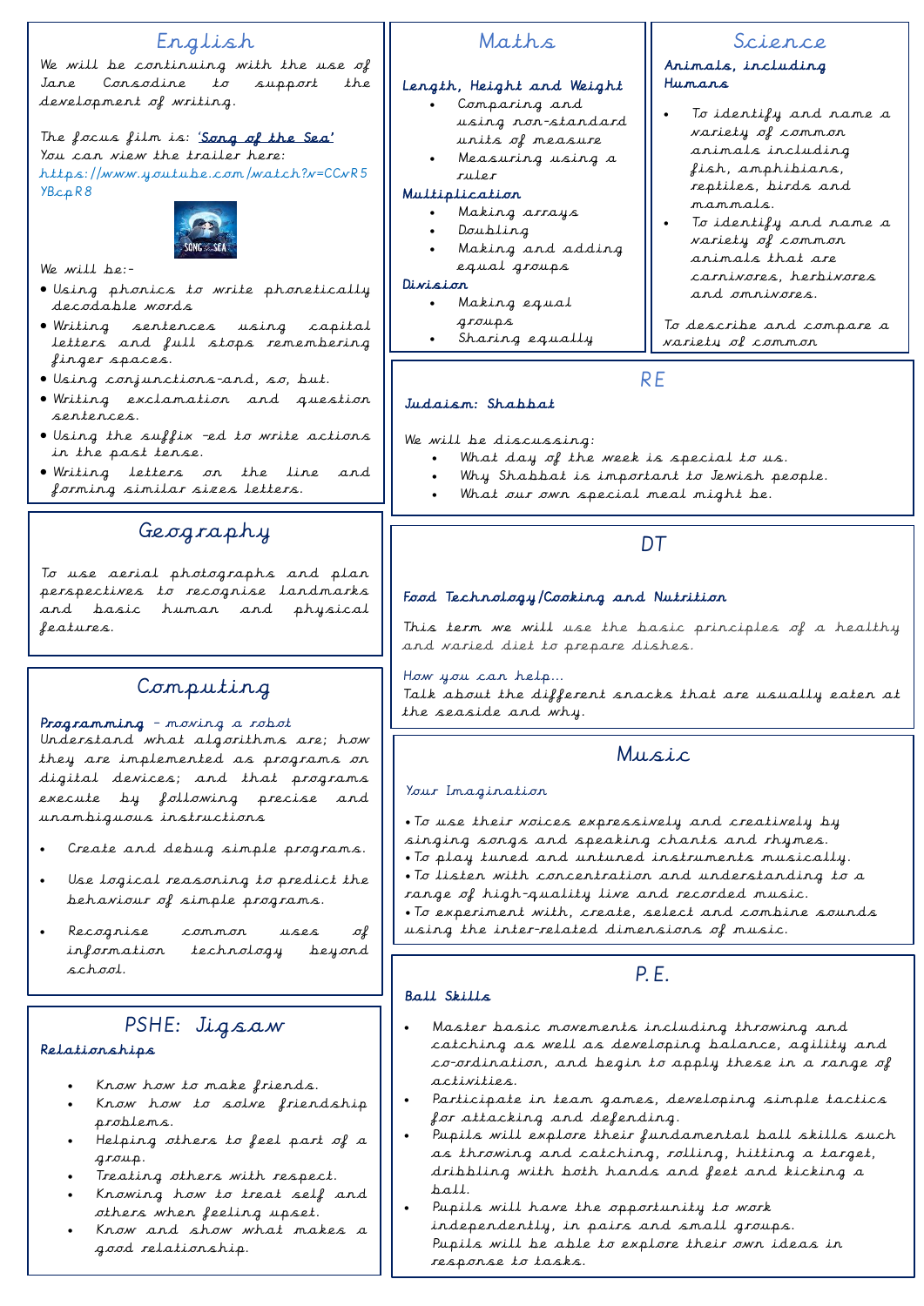## English

We will be continuing with the use of Jane Consodine to support the development of writing.

The focus film is: **'Song of the Sea'**
You can view the trailer here:
https://www.youtube.com/watch?v=CCvR5YBcpR8

We will be:-

- Using phonics to write phonetically decodable words
- Writing sentences using capital letters and full stops remembering finger spaces.
- Using conjunctions-and, so, but.
- Writing exclamation and question sentences.
- Using the suffix -ed to write actions in the past tense.
- Writing letters on the line and forming similar sizes letters.

## Maths

**Length, Height and Weight**

- Comparing and using non-standard units of measure
- Measuring using a ruler

**Multiplication**

- Making arrays
- Doubling
- Making and adding equal groups

**Division**

- Making equal groups
- Sharing equally

## Science

**Animals, including Humans**

- To identify and name a variety of common animals including fish, amphibians, reptiles, birds and mammals.
- To identify and name a variety of common animals that are carnivores, herbivores and omnivores.

To describe and compare a variety of common

## RE

**Judaism: Shabbat**

We will be discussing:

- What day of the week is special to us.
- Why Shabbat is important to Jewish people.
- What our own special meal might be.

## Geography

To use aerial photographs and plan perspectives to recognise landmarks and basic human and physical features.

## DT

**Food Technology/Cooking and Nutrition**

This term we will use the basic principles of a healthy and varied diet to prepare dishes.

How you can help…
Talk about the different snacks that are usually eaten at the seaside and why.

## Computing

**Programming** – moving a robot
Understand what algorithms are; how they are implemented as programs on digital devices; and that programs execute by following precise and unambiguous instructions

- Create and debug simple programs.
- Use logical reasoning to predict the behaviour of simple programs.
- Recognise common uses of information technology beyond school.

## Music

Your Imagination

- To use their voices expressively and creatively by singing songs and speaking chants and rhymes.
- To play tuned and untuned instruments musically.
- To listen with concentration and understanding to a range of high-quality live and recorded music.
- To experiment with, create, select and combine sounds using the inter-related dimensions of music.

## PSHE: Jigsaw

**Relationships**

- Know how to make friends.
- Know how to solve friendship problems.
- Helping others to feel part of a group.
- Treating others with respect.
- Knowing how to treat self and others when feeling upset.
- Know and show what makes a good relationship.

## P.E.

**Ball Skills**

- Master basic movements including throwing and catching as well as developing balance, agility and co-ordination, and begin to apply these in a range of activities.
- Participate in team games, developing simple tactics for attacking and defending.
- Pupils will explore their fundamental ball skills such as throwing and catching, rolling, hitting a target, dribbling with both hands and feet and kicking a ball.
- Pupils will have the opportunity to work independently, in pairs and small groups. Pupils will be able to explore their own ideas in response to tasks.